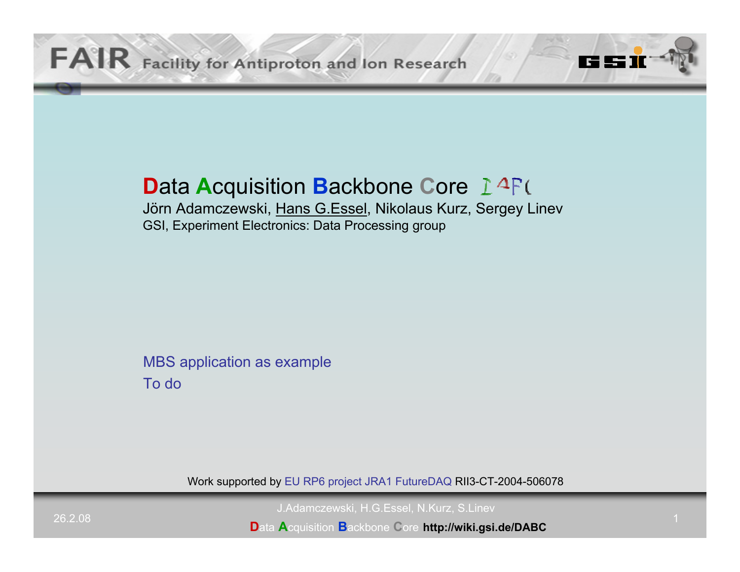# Data Acquisition Backbone Core

Jörn Adamczewski, Hans G.Essel, Nikolaus Kurz, Sergey Linev

GSI, Experiment Electronics: Data Processing group

MBS application as example

To do

Work supported by EU RP6 project JRA1 FutureDAQ RII3-CT-2004-506078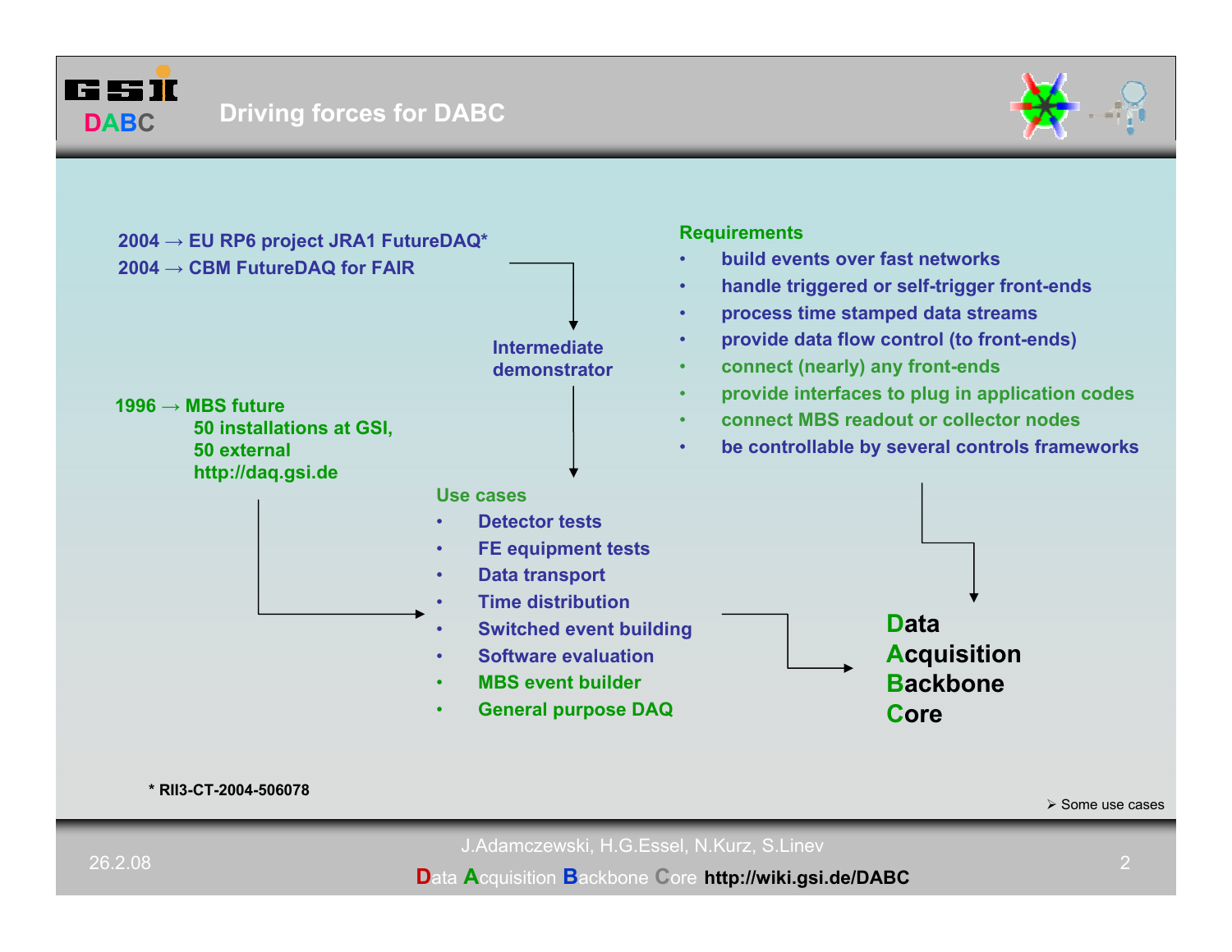# Driving forces for DABC

2004 → EU RP6 project JRA1 FutureDAQ*
2004 → CBM FutureDAQ for FAIR

Intermediate demonstrator

1996 → MBS future
50 installations at GSI,
50 external
http://daq.gsi.de

**Requirements**

- build events over fast networks
- handle triggered or self-trigger front-ends
- process time stamped data streams
- provide data flow control (to front-ends)
- connect (nearly) any front-ends
- provide interfaces to plug in application codes
- connect MBS readout or collector nodes
- be controllable by several controls frameworks

**Use cases**

- Detector tests
- FE equipment tests
- Data transport
- Time distribution
- Switched event building
- Software evaluation
- MBS event builder
- General purpose DAQ

**D**ata
**A**cquisition
**B**ackbone
**C**ore

* RII3-CT-2004-506078

➢ Some use cases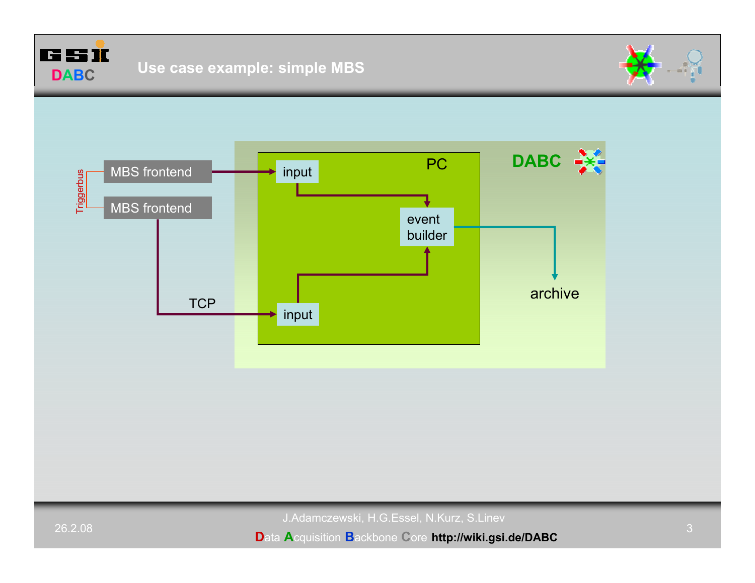# Use case example: simple MBS

Triggerbus

MBS frontend

MBS frontend

TCP

PC

input

input

event builder

archive

DABC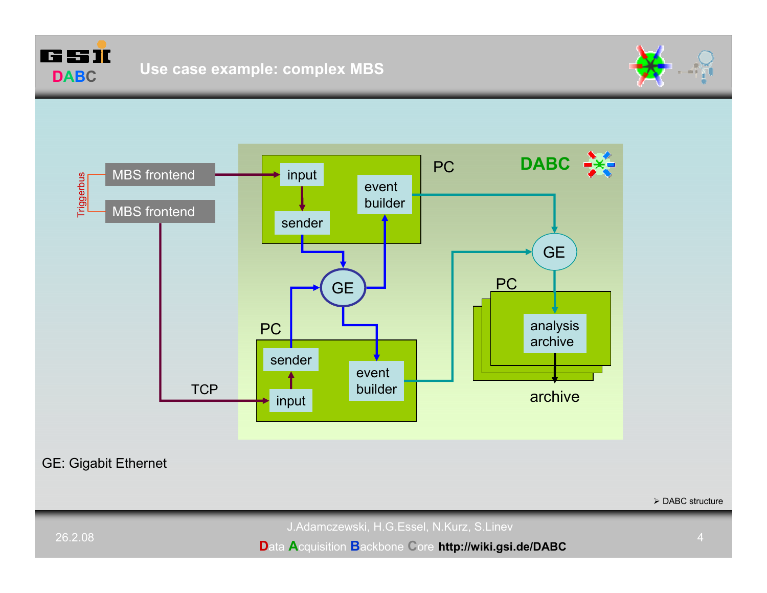# Use case example: complex MBS

Triggerbus

MBS frontend

MBS frontend

TCP

DABC

PC

input

sender

event builder

GE

PC

sender

input

event builder

GE

PC

analysis archive

archive

GE: Gigabit Ethernet

➢ DABC structure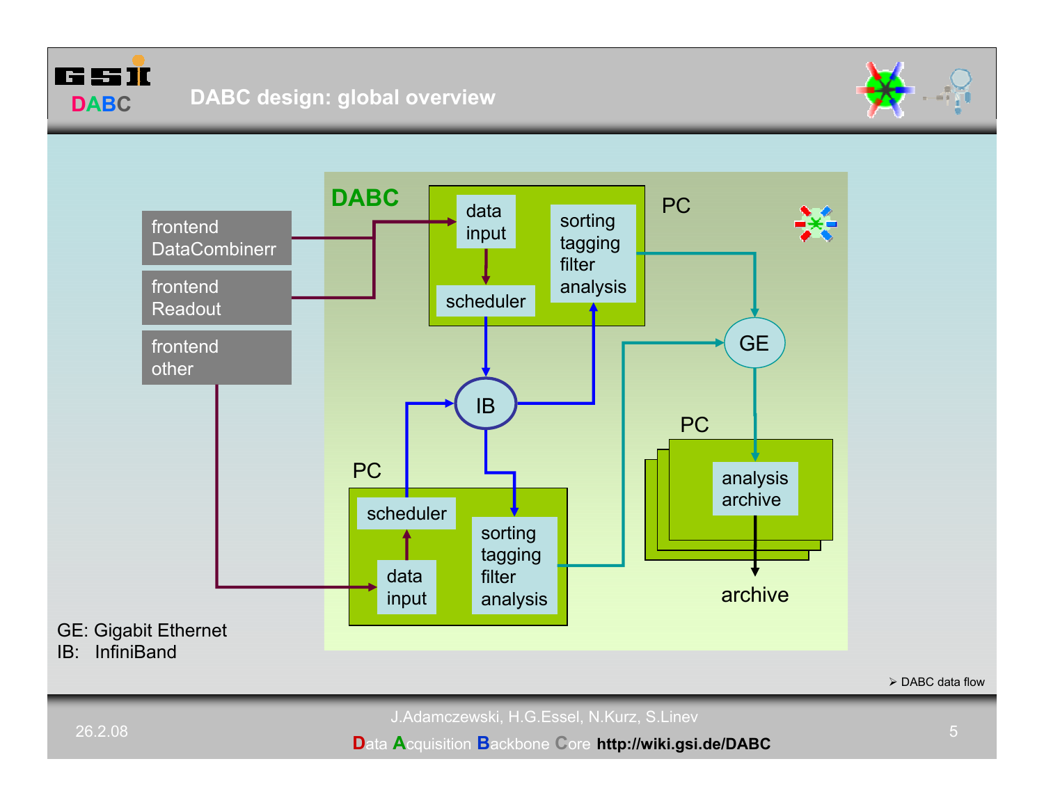# DABC design: global overview

DABC

frontend DataCombinerr

frontend Readout

frontend other

PC

data input

scheduler

sorting tagging filter analysis

IB

PC

scheduler

data input

sorting tagging filter analysis

GE

PC

analysis archive

archive

GE: Gigabit Ethernet
IB: InfiniBand

➢ DABC data flow

J.Adamczewski, H.G.Essel, N.Kurz, S.Linev

Data Acquisition Backbone Core **http://wiki.gsi.de/DABC**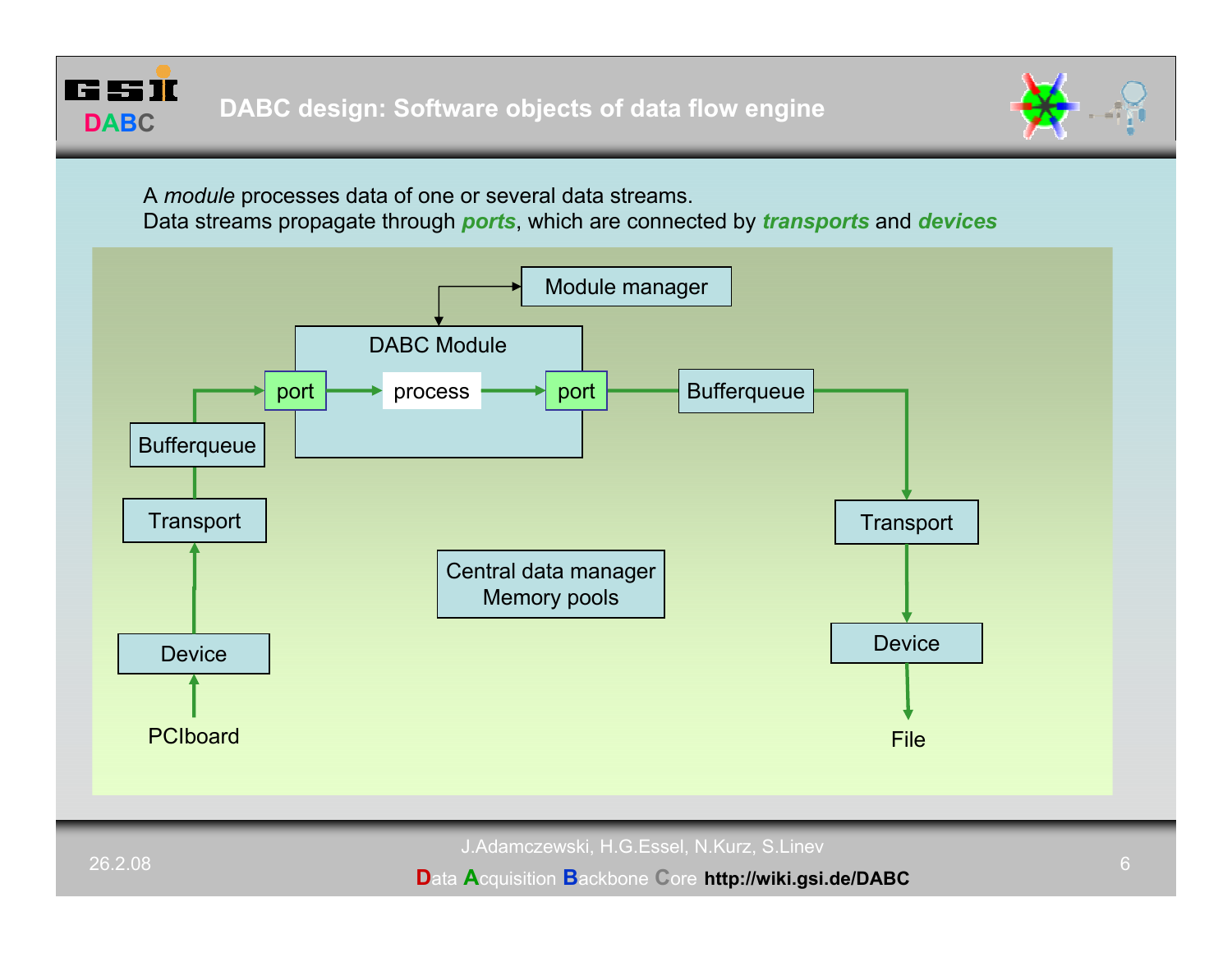# DABC design: Software objects of data flow engine

A *module* processes data of one or several data streams.
Data streams propagate through ***ports***, which are connected by ***transports*** and ***devices***

Module manager

DABC Module

port → process → port

Bufferqueue

Transport

Device

PCIboard

Bufferqueue

Transport

Device

File

Central data manager
Memory pools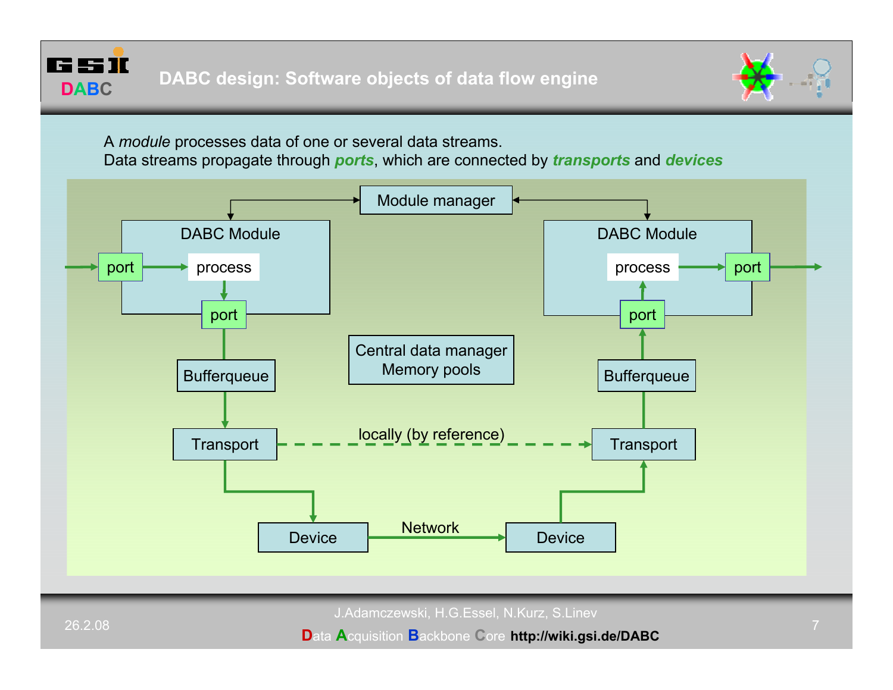# DABC design: Software objects of data flow engine

A *module* processes data of one or several data streams.
Data streams propagate through ***ports***, which are connected by ***transports*** and ***devices***

Module manager

DABC Module: port → process → port

DABC Module: port → process → port

Central data manager
Memory pools

Bufferqueue → Transport → Device

Transport — locally (by reference) → Transport

Device — Network → Device

Device → Transport → Bufferqueue → port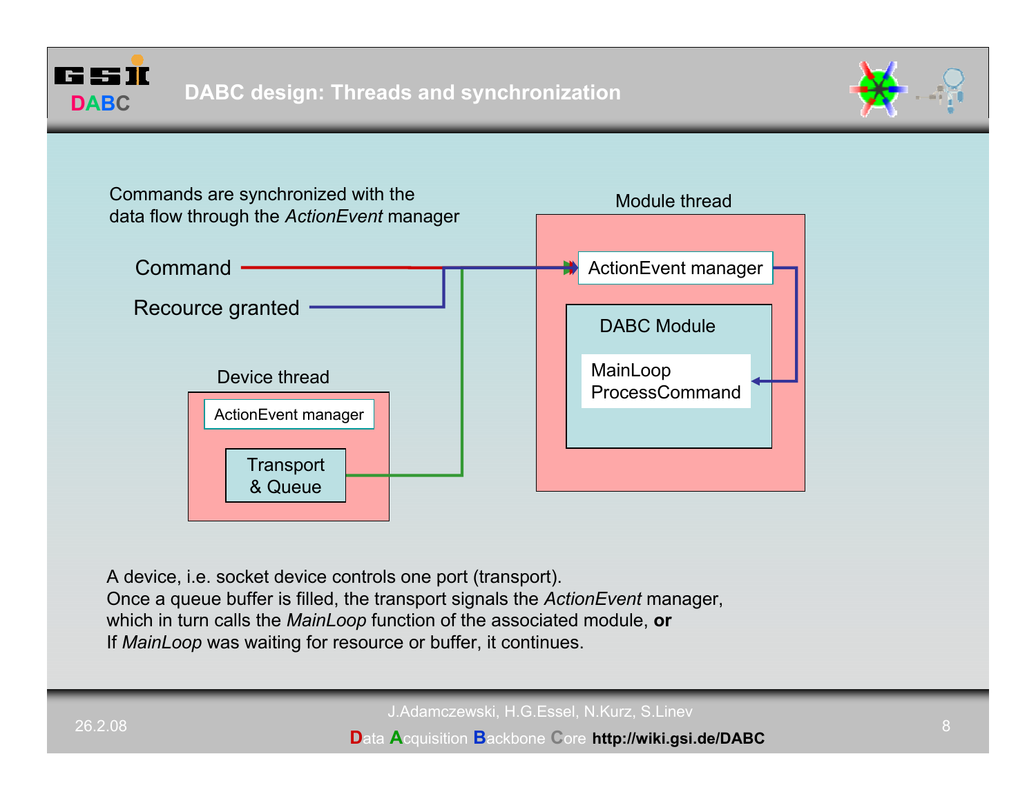# DABC design: Threads and synchronization

Commands are synchronized with the data flow through the *ActionEvent* manager

Command

Recource granted

Module thread

ActionEvent manager

DABC Module

MainLoop
ProcessCommand

Device thread

ActionEvent manager

Transport & Queue

A device, i.e. socket device controls one port (transport).
Once a queue buffer is filled, the transport signals the *ActionEvent* manager, which in turn calls the *MainLoop* function of the associated module, **or**
If *MainLoop* was waiting for resource or buffer, it continues.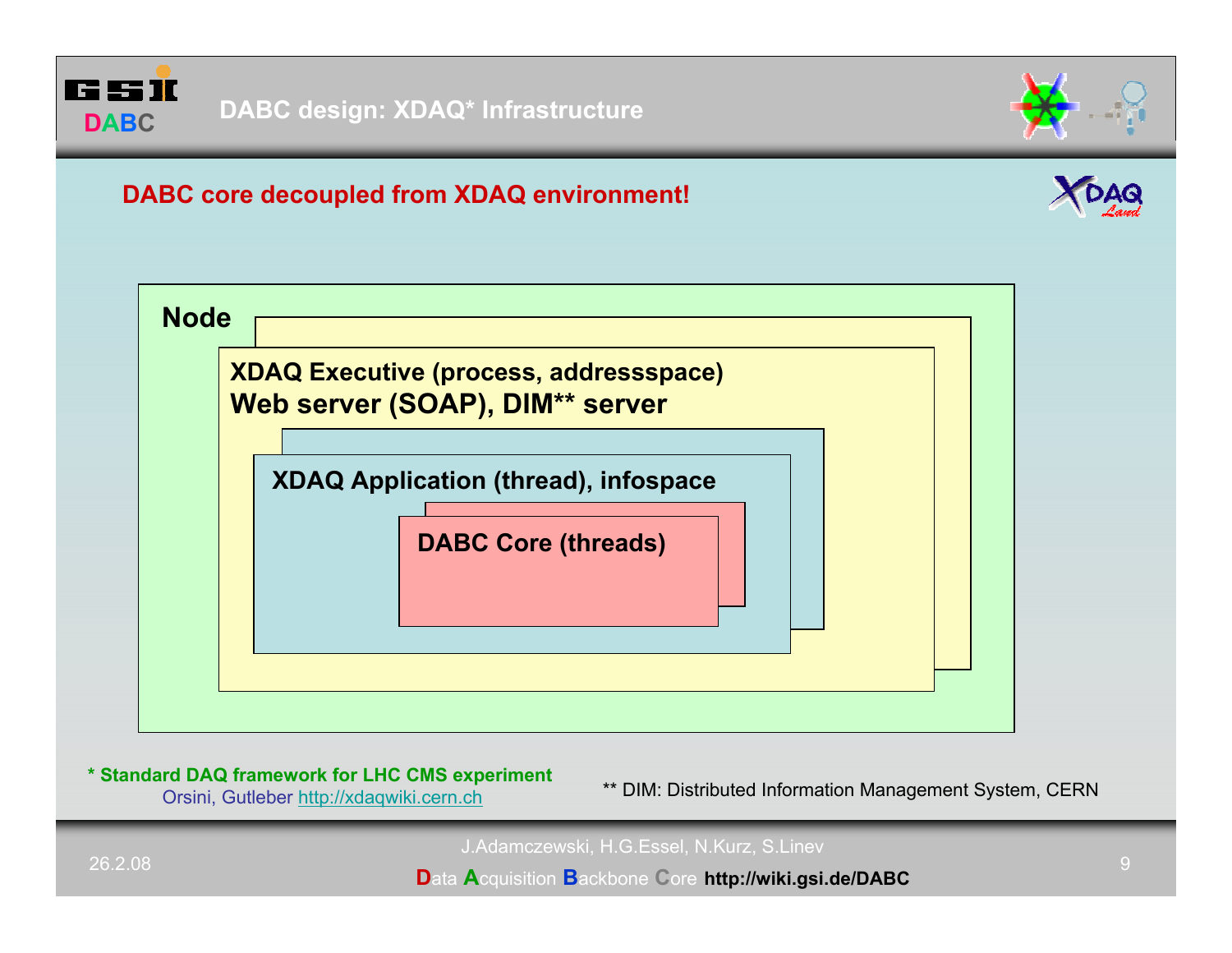# DABC design: XDAQ* Infrastructure

**DABC core decoupled from XDAQ environment!**

**Node**

**XDAQ Executive (process, addressspace)**
**Web server (SOAP), DIM** server**

**XDAQ Application (thread), infospace**

**DABC Core (threads)**

**\* Standard DAQ framework for LHC CMS experiment**
Orsini, Gutleber http://xdaqwiki.cern.ch

** DIM: Distributed Information Management System, CERN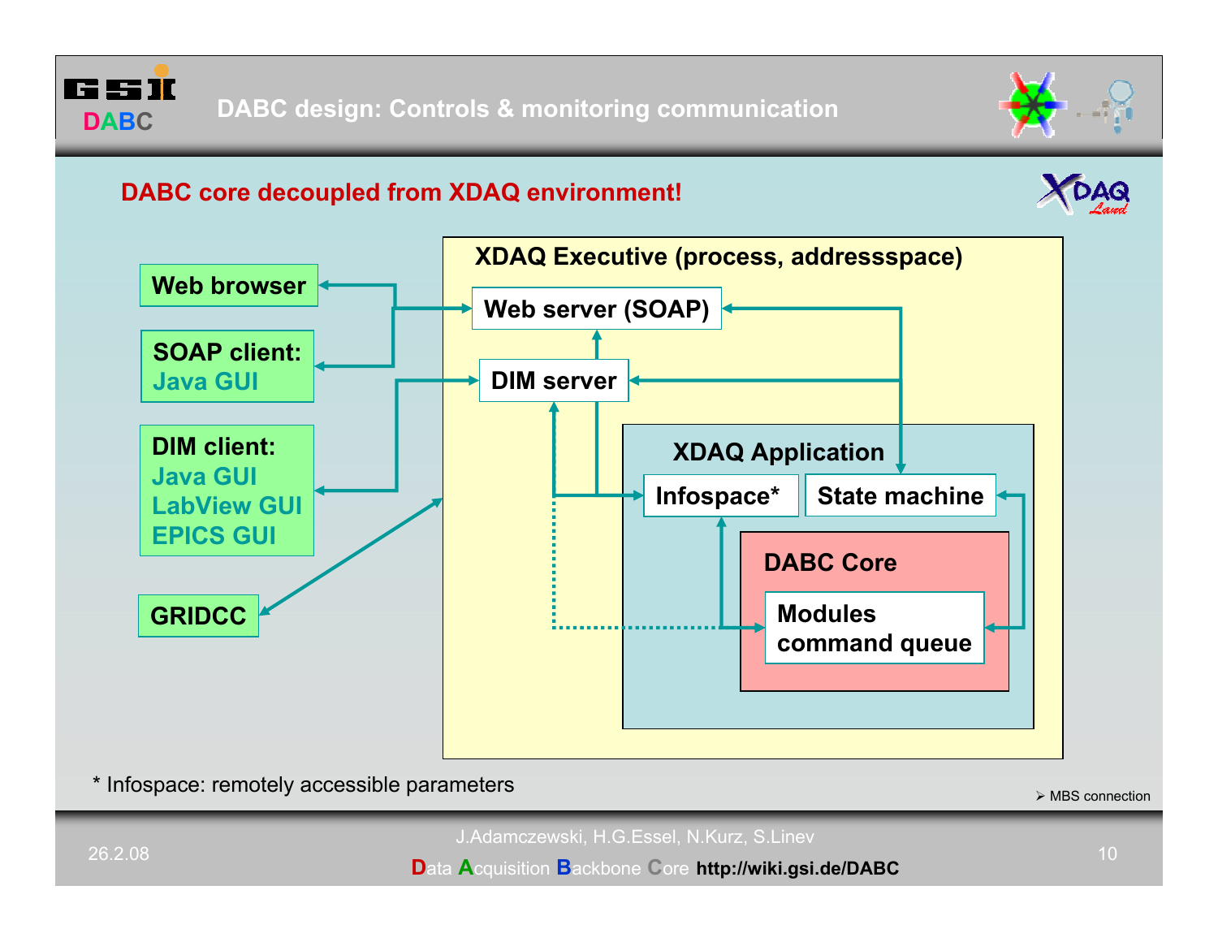# DABC design: Controls & monitoring communication

**DABC core decoupled from XDAQ environment!**

- Web browser
- SOAP client: Java GUI
- DIM client: Java GUI, LabView GUI, EPICS GUI
- GRIDCC

XDAQ Executive (process, addressspace)

- Web server (SOAP)
- DIM server
- XDAQ Application
  - Infospace*
  - State machine
  - DABC Core
    - Modules command queue

\* Infospace: remotely accessible parameters

➢ MBS connection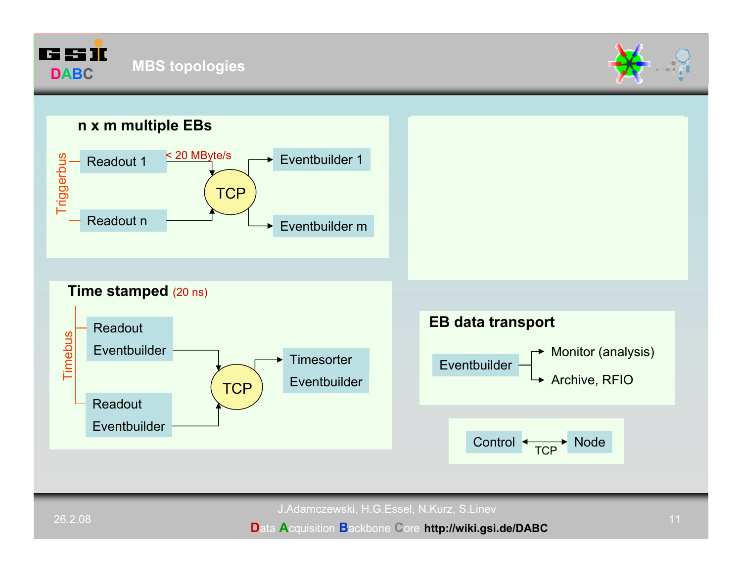# MBS topologies

## n x m multiple EBs

Triggerbus

- Readout 1
- Readout n

< 20 MByte/s

TCP

- Eventbuilder 1
- Eventbuilder m

## Time stamped (20 ns)

Timebus

- Readout Eventbuilder
- Readout Eventbuilder

TCP

- Timesorter Eventbuilder

## EB data transport

Eventbuilder

- Monitor (analysis)
- Archive, RFIO

Control ↔ Node (TCP)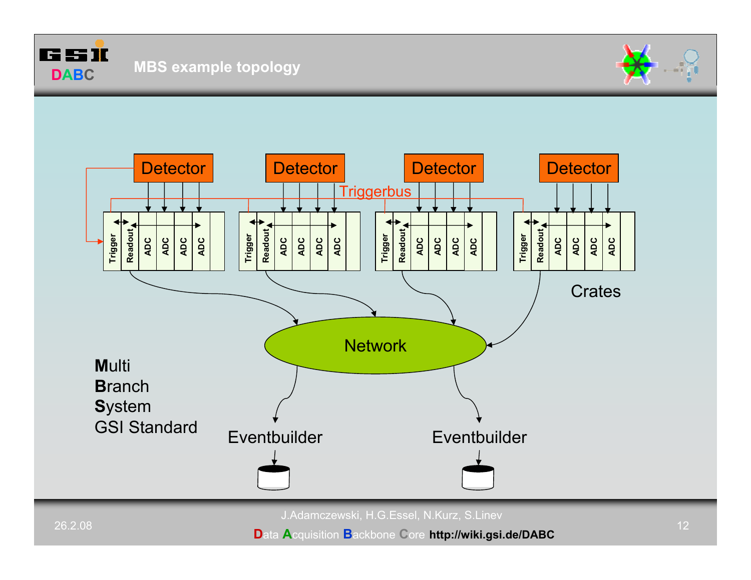# MBS example topology

Detector | Detector | Detector | Detector

Triggerbus

Trigger | Readout | ADC | ADC | ADC | ADC

Crates

Network

Eventbuilder | Eventbuilder

**M**ulti
**B**ranch
**S**ystem
GSI Standard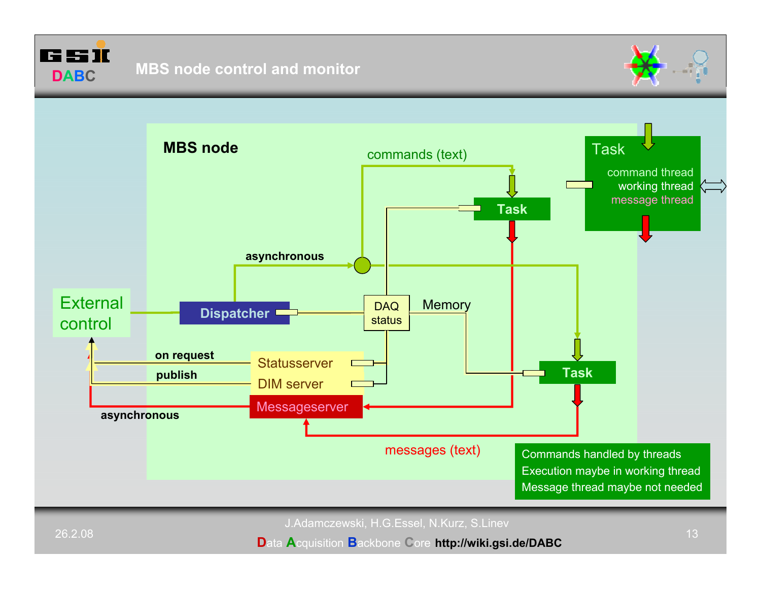# MBS node control and monitor

**MBS node**

commands (text)

Task

command thread
working thread
message thread

Task

asynchronous

External control

Dispatcher

DAQ status

Memory

on request

Statusserver

publish

DIM server

Task

Messageserver

asynchronous

messages (text)

Commands handled by threads
Execution maybe in working thread
Message thread maybe not needed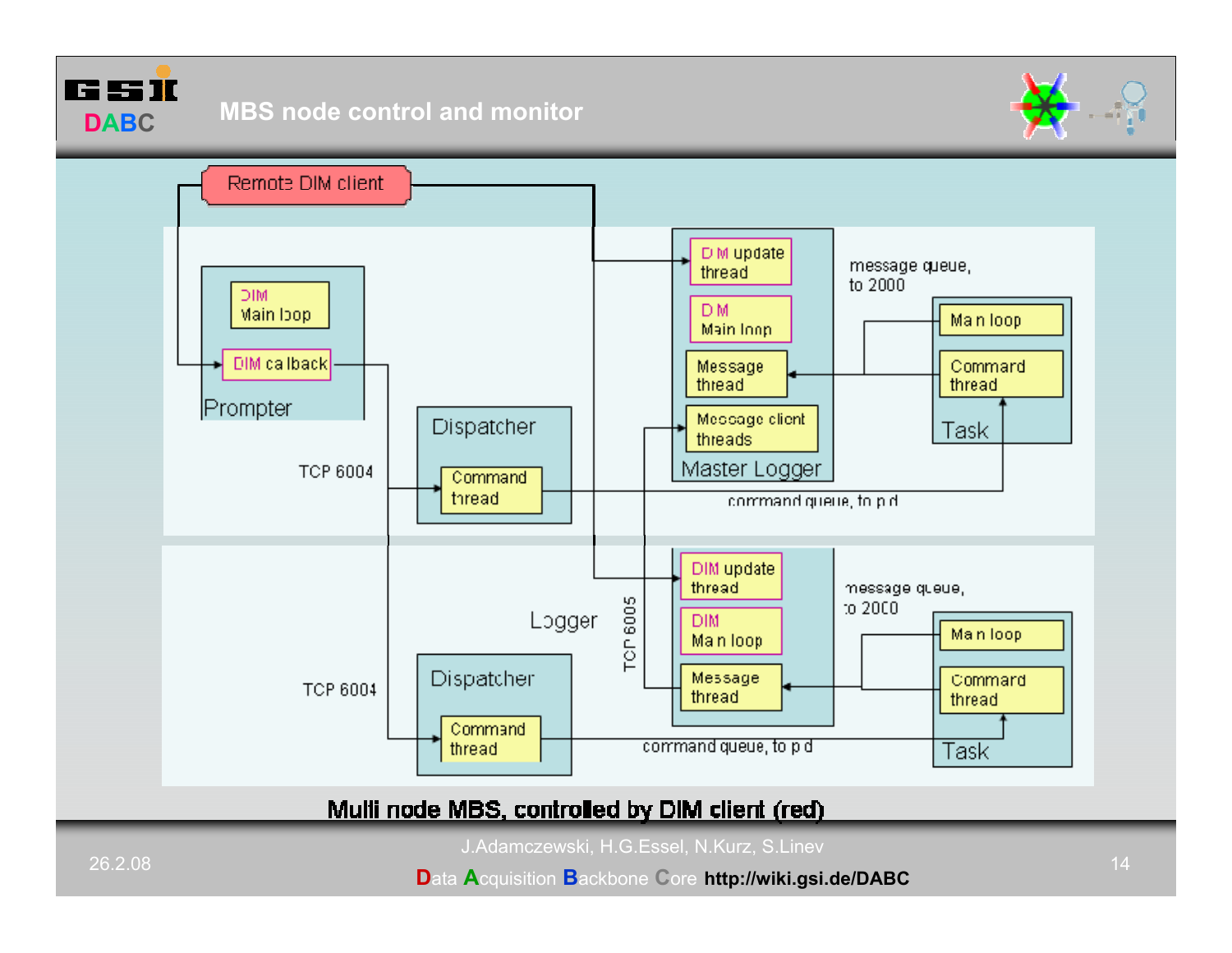# MBS node control and monitor

Remote DIM client

DIM Main loop

DIM callback

Prompter

Dispatcher

Command thread

TCP 6004

DIM update thread

DIM Main loop

Message thread

Message client threads

Master Logger

message queue, to 2000

Main loop

Command thread

Task

command queue, to pid

Logger

TCP 6005

DIM update thread

DIM Main loop

Message thread

message queue, to 2000

Main loop

Command thread

Task

TCP 6004

Dispatcher

Command thread

command queue, to pid

**Multi node MBS, controlled by DIM client (red)**

J.Adamczewski, H.G.Essel, N.Kurz, S.Linev

26.2.08

Data Acquisition Backbone Core **http://wiki.gsi.de/DABC**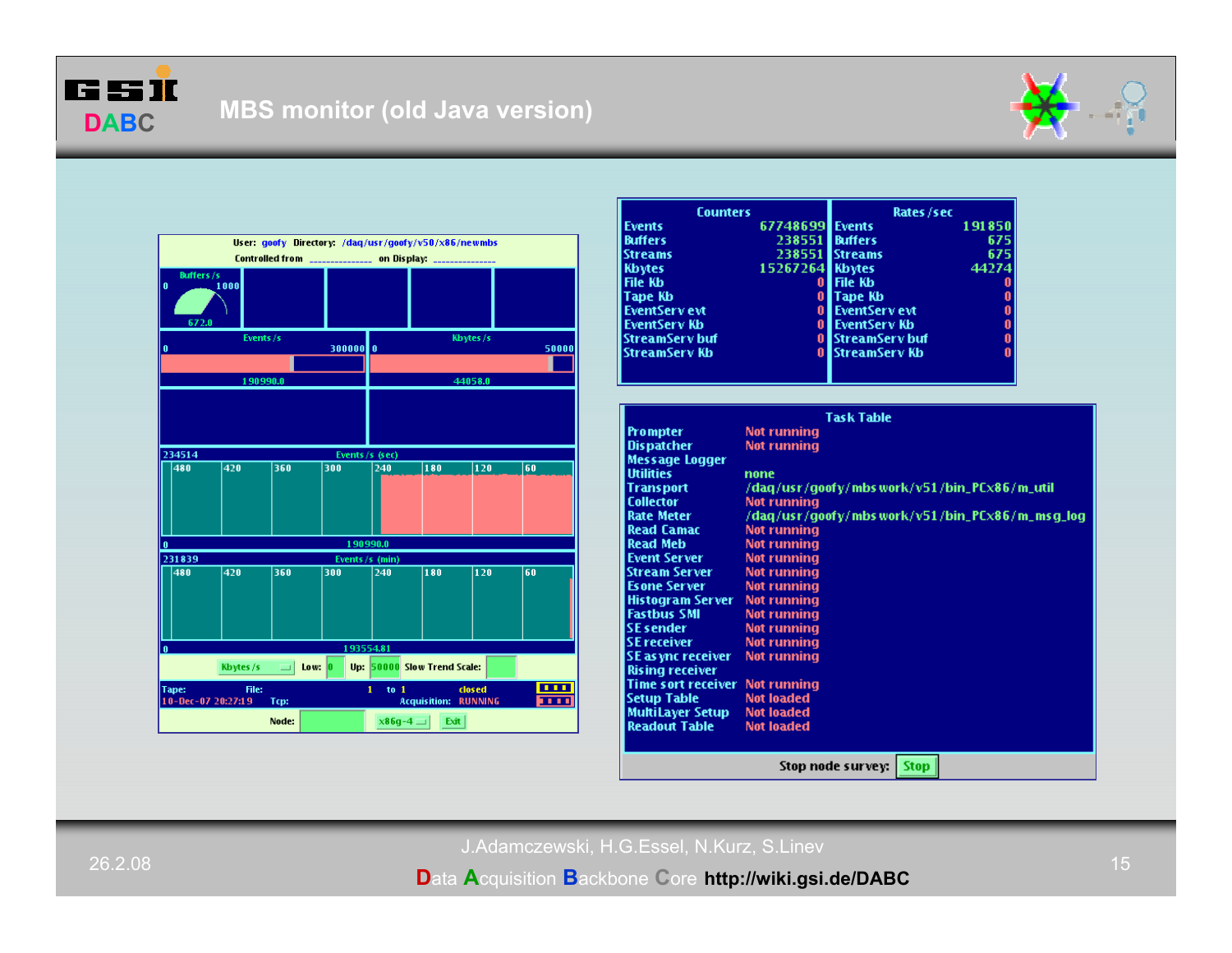# MBS monitor (old Java version)

User: goofy Directory: /daq/usr/goofy/v50/x86/newmbs

Controlled from ______________ on Display: ______________

| Counters | | Rates/sec | |
|---|---|---|---|
| Events | 67748699 | Events | 191850 |
| Buffers | 238551 | Buffers | 675 |
| Streams | 238551 | Streams | 675 |
| Kbytes | 15267264 | Kbytes | 44274 |
| File Kb | 0 | File Kb | 0 |
| Tape Kb | 0 | Tape Kb | 0 |
| EventServ evt | 0 | EventServ evt | 0 |
| EventServ Kb | 0 | EventServ Kb | 0 |
| StreamServ buf | 0 | StreamServ buf | 0 |
| StreamServ Kb | 0 | StreamServ Kb | 0 |

Buffers/s: 0 – 1000, 672.0

Events/s: 0 – 300000, 190990.0

Kbytes/s: 0 – 50000, 44058.0

234514 Events/s (sec): 480 420 360 300 240 180 120 60; 0; 190990.0

231839 Events/s (min): 480 420 360 300 240 180 120 60; 0; 193554.81

Kbytes/s Low: 0 Up: 50000 Slow Trend Scale:

Tape: File: 1 to 1 closed

10-Dec-07 20:27:19 Tcp: Acquisition: RUNNING

Node: x86g-4 Exit

| Task Table | |
|---|---|
| Prompter | Not running |
| Dispatcher | Not running |
| Message Logger | |
| Utilities | none |
| Transport | /daq/usr/goofy/mbswork/v51/bin_PCx86/m_util |
| Collector | Not running |
| Rate Meter | /daq/usr/goofy/mbswork/v51/bin_PCx86/m_msg_log |
| Read Camac | Not running |
| Read Meb | Not running |
| Event Server | Not running |
| Stream Server | Not running |
| Esone Server | Not running |
| Histogram Server | Not running |
| Fastbus SMI | Not running |
| SE sender | Not running |
| SE receiver | Not running |
| SE async receiver | Not running |
| Rising receiver | |
| Time sort receiver | Not running |
| Setup Table | Not loaded |
| MultiLayer Setup | Not loaded |
| Readout Table | Not loaded |

Stop node survey: Stop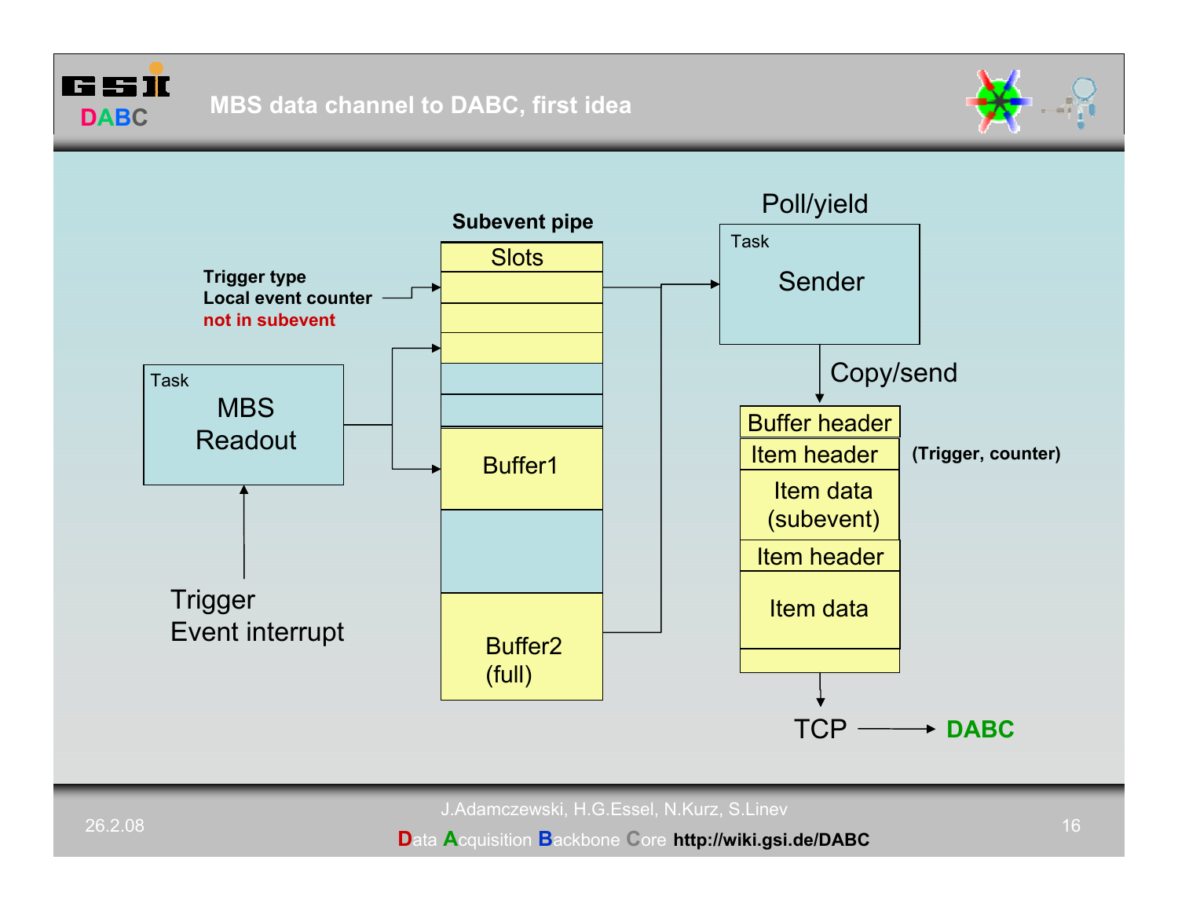# MBS data channel to DABC, first idea

**Subevent pipe**

Slots

**Trigger type**
**Local event counter**
**not in subevent**

Task
MBS
Readout

Buffer1

Buffer2
(full)

Trigger
Event interrupt

Poll/yield

Task
Sender

Copy/send

Buffer header
Item header
Item data
(subevent)
Item header
Item data

**(Trigger, counter)**

TCP → **DABC**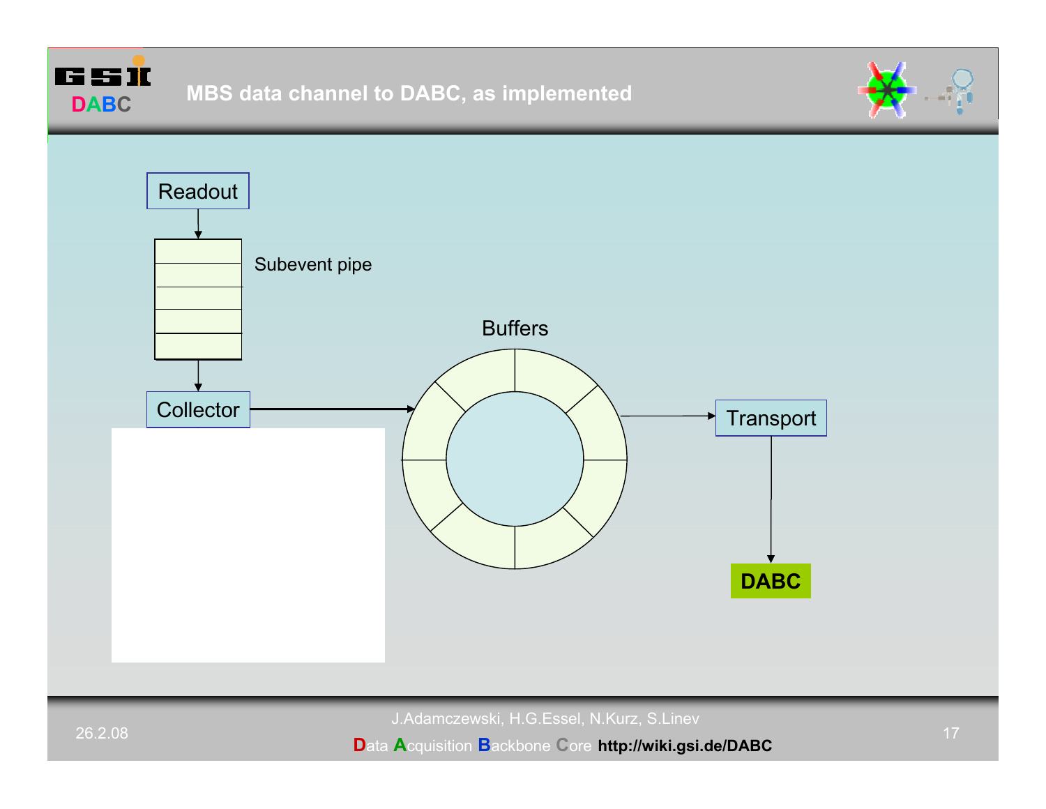# MBS data channel to DABC, as implemented

Readout

Subevent pipe

Collector

Buffers

Transport

DABC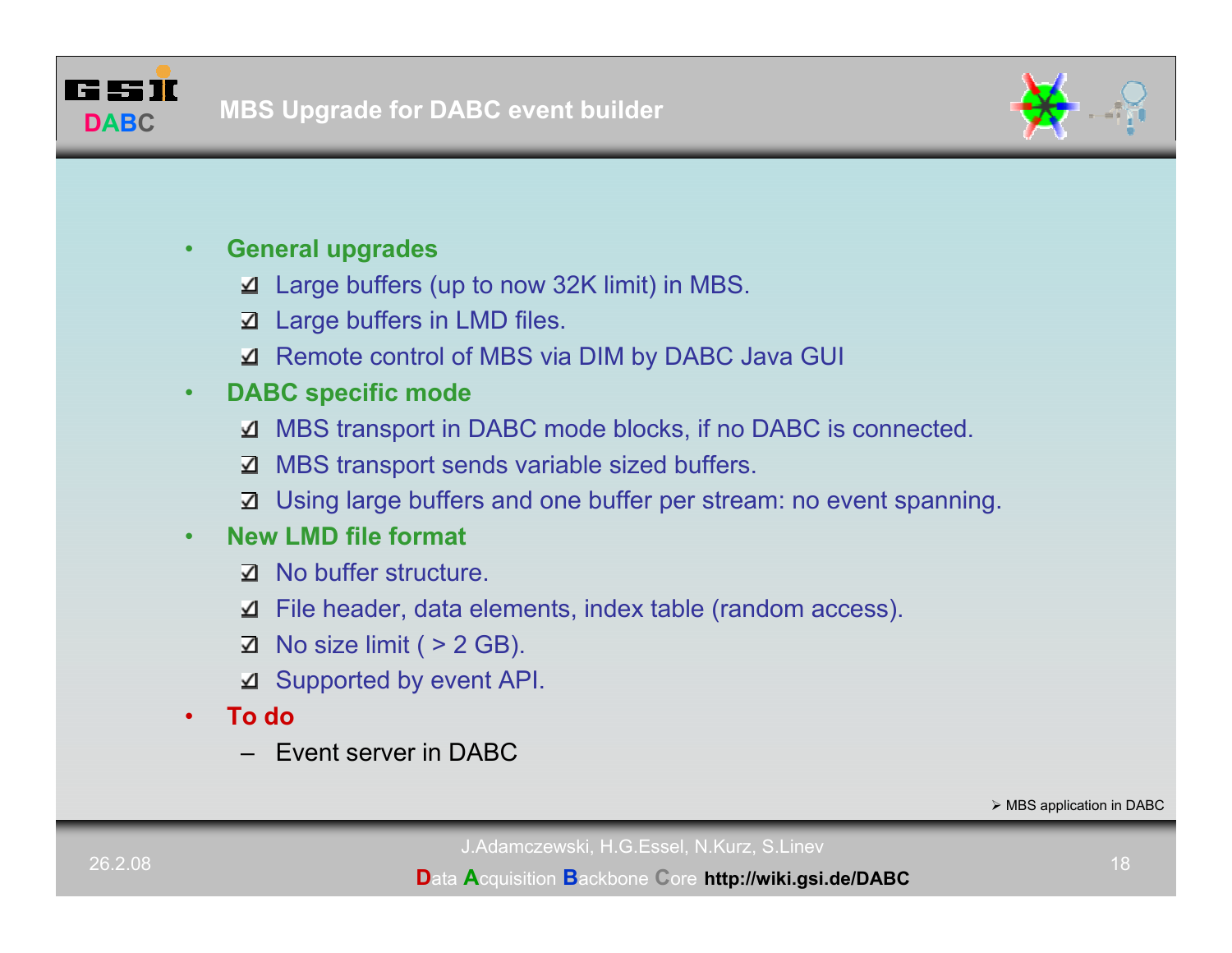# MBS Upgrade for DABC event builder

- **General upgrades**
  - ☑ Large buffers (up to now 32K limit) in MBS.
  - ☑ Large buffers in LMD files.
  - ☑ Remote control of MBS via DIM by DABC Java GUI
- **DABC specific mode**
  - ☑ MBS transport in DABC mode blocks, if no DABC is connected.
  - ☑ MBS transport sends variable sized buffers.
  - ☑ Using large buffers and one buffer per stream: no event spanning.
- **New LMD file format**
  - ☑ No buffer structure.
  - ☑ File header, data elements, index table (random access).
  - ☑ No size limit ( > 2 GB).
  - ☑ Supported by event API.
- **To do**
  - Event server in DABC

➢ MBS application in DABC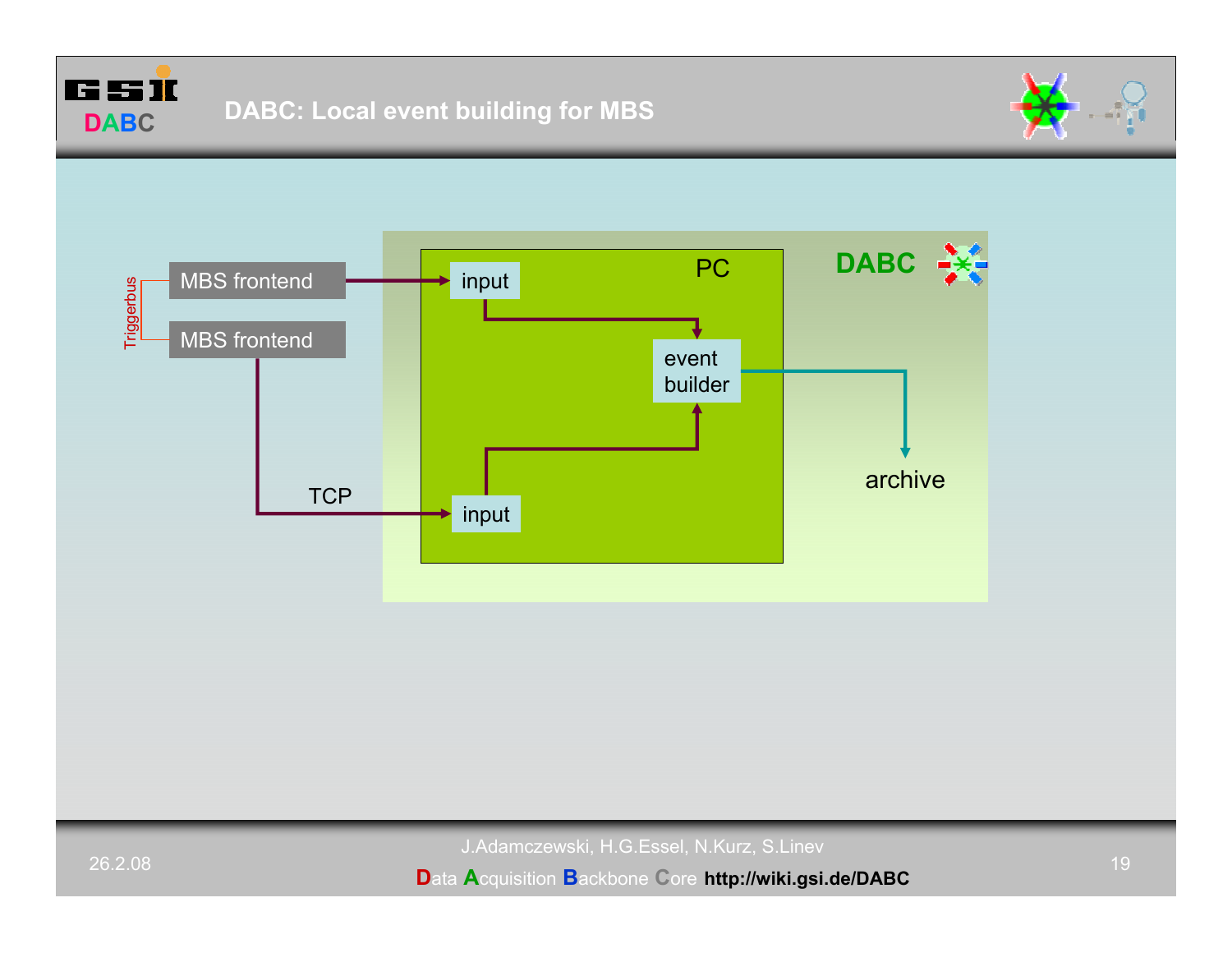# DABC: Local event building for MBS

Triggerbus

MBS frontend

MBS frontend

TCP

DABC

PC

input

input

event builder

archive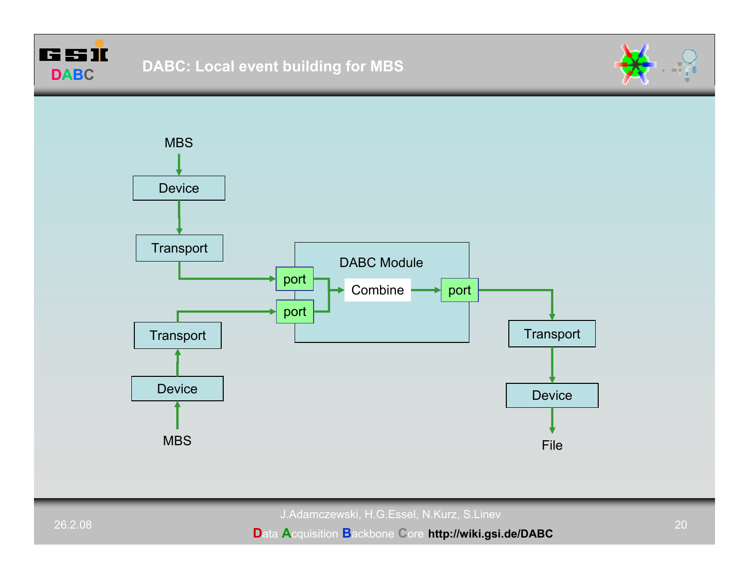# DABC: Local event building for MBS

MBS

Device

Transport

Transport

Device

MBS

DABC Module

port

port

Combine

port

Transport

Device

File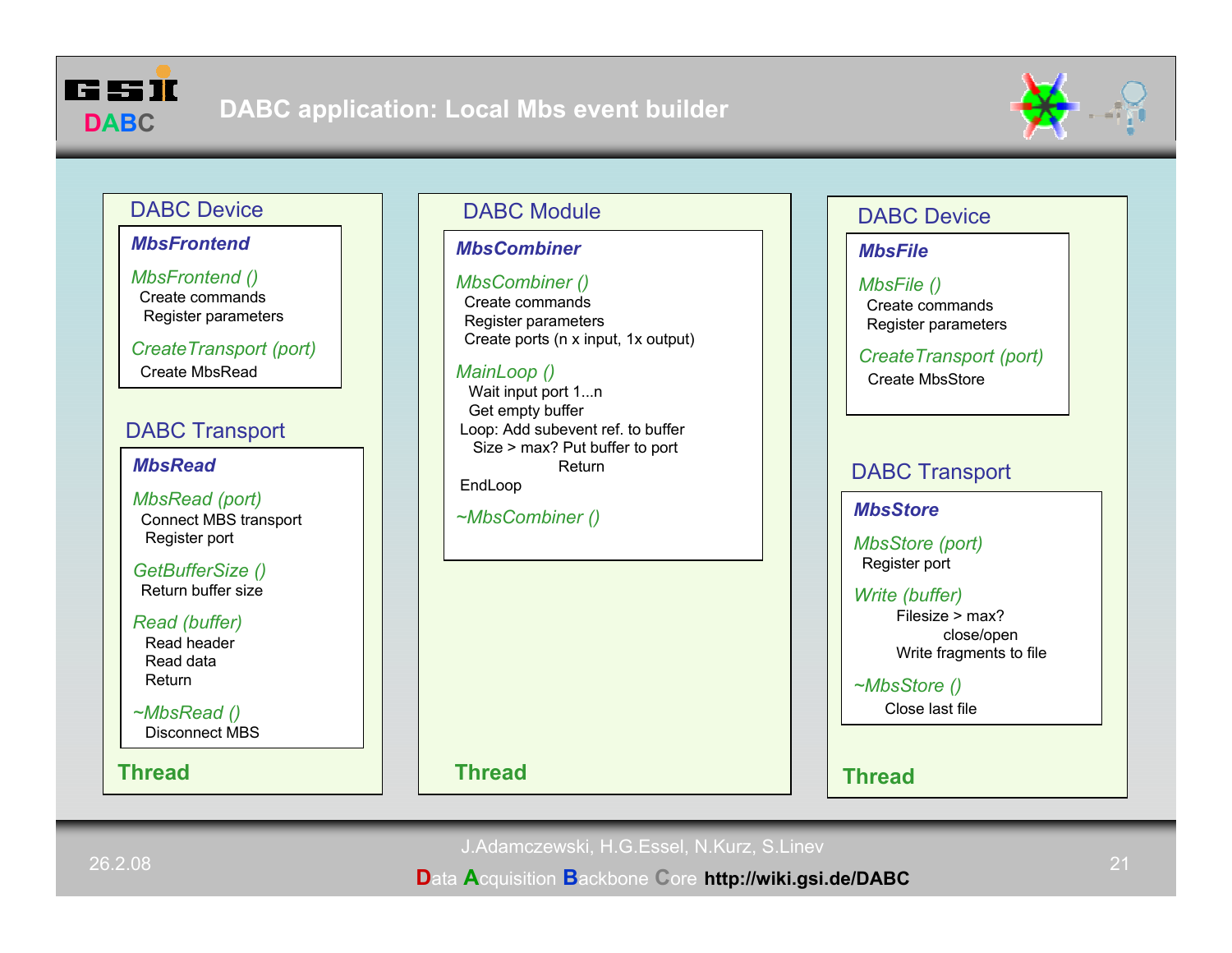# DABC application: Local Mbs event builder

## DABC Device

**_MbsFrontend_**

*MbsFrontend ()*
- Create commands
- Register parameters

*CreateTransport (port)*
- Create MbsRead

## DABC Transport

**_MbsRead_**

*MbsRead (port)*
- Connect MBS transport
- Register port

*GetBufferSize ()*
- Return buffer size

*Read (buffer)*
- Read header
- Read data
- Return

*~MbsRead ()*
- Disconnect MBS

**Thread**

## DABC Module

**_MbsCombiner_**

*MbsCombiner ()*
- Create commands
- Register parameters
- Create ports (n x input, 1x output)

*MainLoop ()*

```
  Wait input port 1...n
  Get empty buffer
Loop: Add subevent ref. to buffer
    Size > max? Put buffer to port
                Return
EndLoop
```

*~MbsCombiner ()*

**Thread**

## DABC Device

**_MbsFile_**

*MbsFile ()*
- Create commands
- Register parameters

*CreateTransport (port)*
- Create MbsStore

## DABC Transport

**_MbsStore_**

*MbsStore (port)*
- Register port

*Write (buffer)*

```
Filesize > max?
     close/open
Write fragments to file
```

*~MbsStore ()*
- Close last file

**Thread**

26.2.08 — J.Adamczewski, H.G.Essel, N.Kurz, S.Linev

**D**ata **A**cquisition **B**ackbone **C**ore **http://wiki.gsi.de/DABC**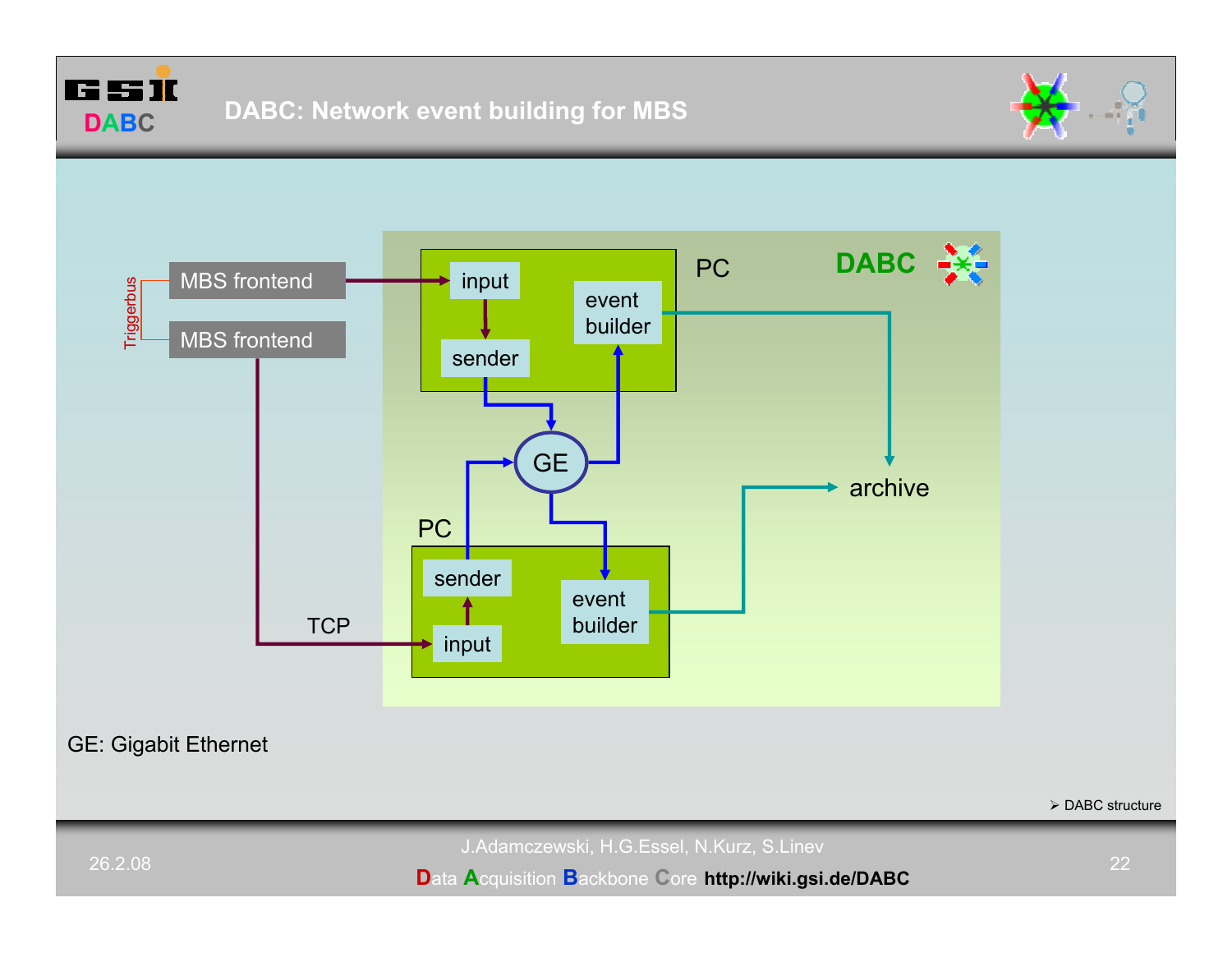# DABC: Network event building for MBS

Triggerbus

MBS frontend

MBS frontend

TCP

DABC

PC

input

sender

event builder

GE

PC

sender

input

event builder

archive

GE: Gigabit Ethernet

➢ DABC structure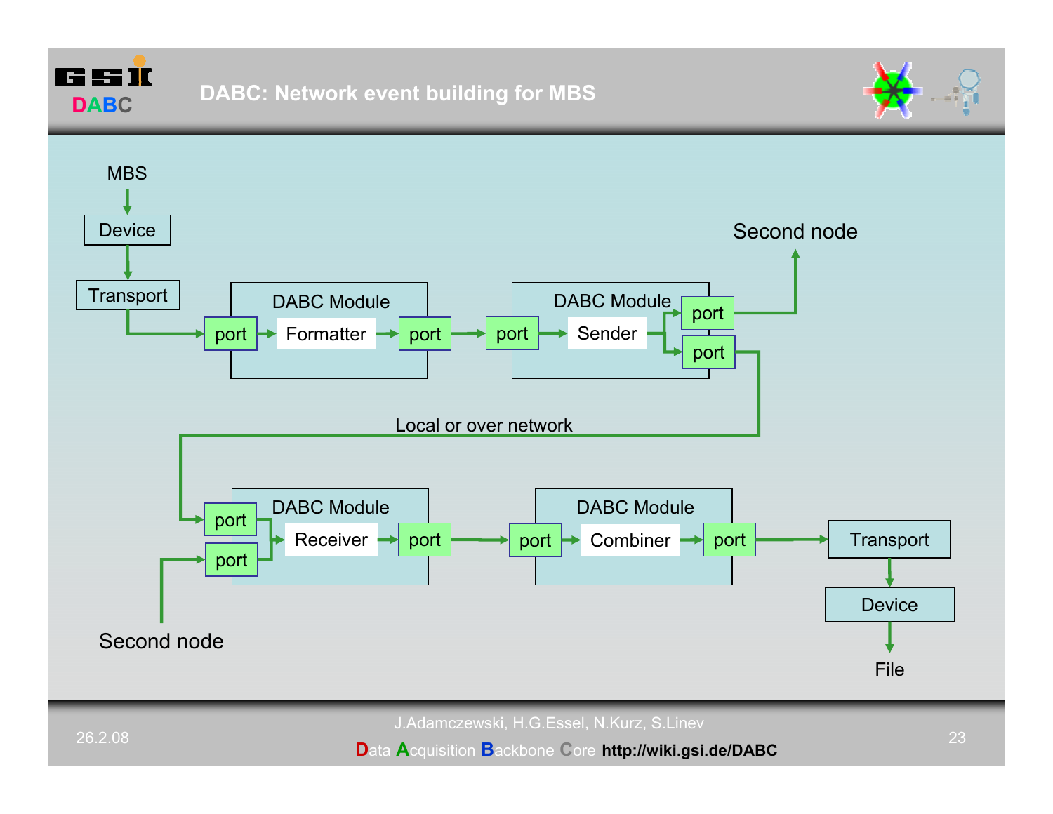# DABC: Network event building for MBS

MBS

Device

Transport

DABC Module

port → Formatter → port

DABC Module

port → Sender → port / port

Second node

Local or over network

DABC Module

port / port → Receiver → port

DABC Module

port → Combiner → port

Transport

Device

File

Second node

J.Adamczewski, H.G.Essel, N.Kurz, S.Linev

**D**ata **A**cquisition **B**ackbone **C**ore **http://wiki.gsi.de/DABC**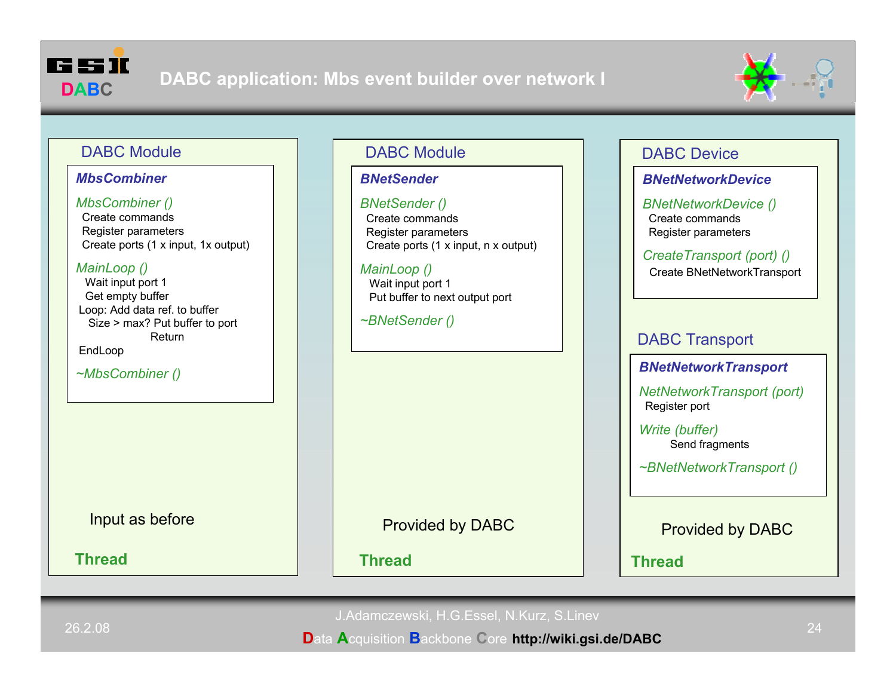# DABC application: Mbs event builder over network I

## DABC Module

***MbsCombiner***

*MbsCombiner ()*
- Create commands
- Register parameters
- Create ports (1 x input, 1x output)

*MainLoop ()*
- Wait input port 1
- Get empty buffer

Loop: Add data ref. to buffer
  Size > max? Put buffer to port
    Return
EndLoop

*~MbsCombiner ()*

Input as before

**Thread**

## DABC Module

***BNetSender***

*BNetSender ()*
- Create commands
- Register parameters
- Create ports (1 x input, n x output)

*MainLoop ()*
- Wait input port 1
- Put buffer to next output port

*~BNetSender ()*

Provided by DABC

**Thread**

## DABC Device

***BNetNetworkDevice***

*BNetNetworkDevice ()*
- Create commands
- Register parameters

*CreateTransport (port) ()*
- Create BNetNetworkTransport

## DABC Transport

***BNetNetworkTransport***

*NetNetworkTransport (port)*
- Register port

*Write (buffer)*
- Send fragments

*~BNetNetworkTransport ()*

Provided by DABC

**Thread**

J.Adamczewski, H.G.Essel, N.Kurz, S.Linev

Data Acquisition Backbone Core **http://wiki.gsi.de/DABC**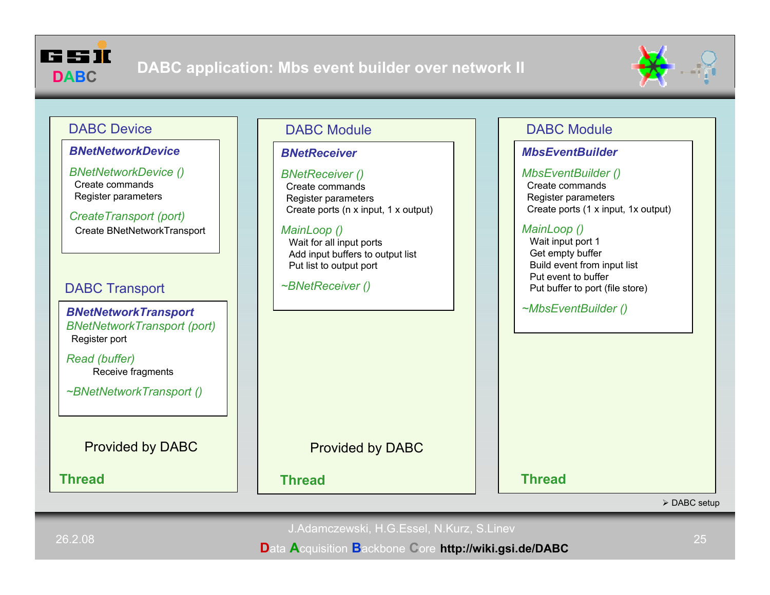# DABC application: Mbs event builder over network II

## DABC Device

**_BNetNetworkDevice_**

_BNetNetworkDevice ()_
- Create commands
- Register parameters

_CreateTransport (port)_
- Create BNetNetworkTransport

## DABC Transport

**_BNetNetworkTransport_**

_BNetNetworkTransport (port)_
- Register port

_Read (buffer)_
- Receive fragments

_~BNetNetworkTransport ()_

Provided by DABC

**Thread**

## DABC Module

**_BNetReceiver_**

_BNetReceiver ()_
- Create commands
- Register parameters
- Create ports (n x input, 1 x output)

_MainLoop ()_
- Wait for all input ports
- Add input buffers to output list
- Put list to output port

_~BNetReceiver ()_

Provided by DABC

**Thread**

## DABC Module

**_MbsEventBuilder_**

_MbsEventBuilder ()_
- Create commands
- Register parameters
- Create ports (1 x input, 1x output)

_MainLoop ()_
- Wait input port 1
- Get empty buffer
- Build event from input list
- Put event to buffer
- Put buffer to port (file store)

_~MbsEventBuilder ()_

**Thread**

➢ DABC setup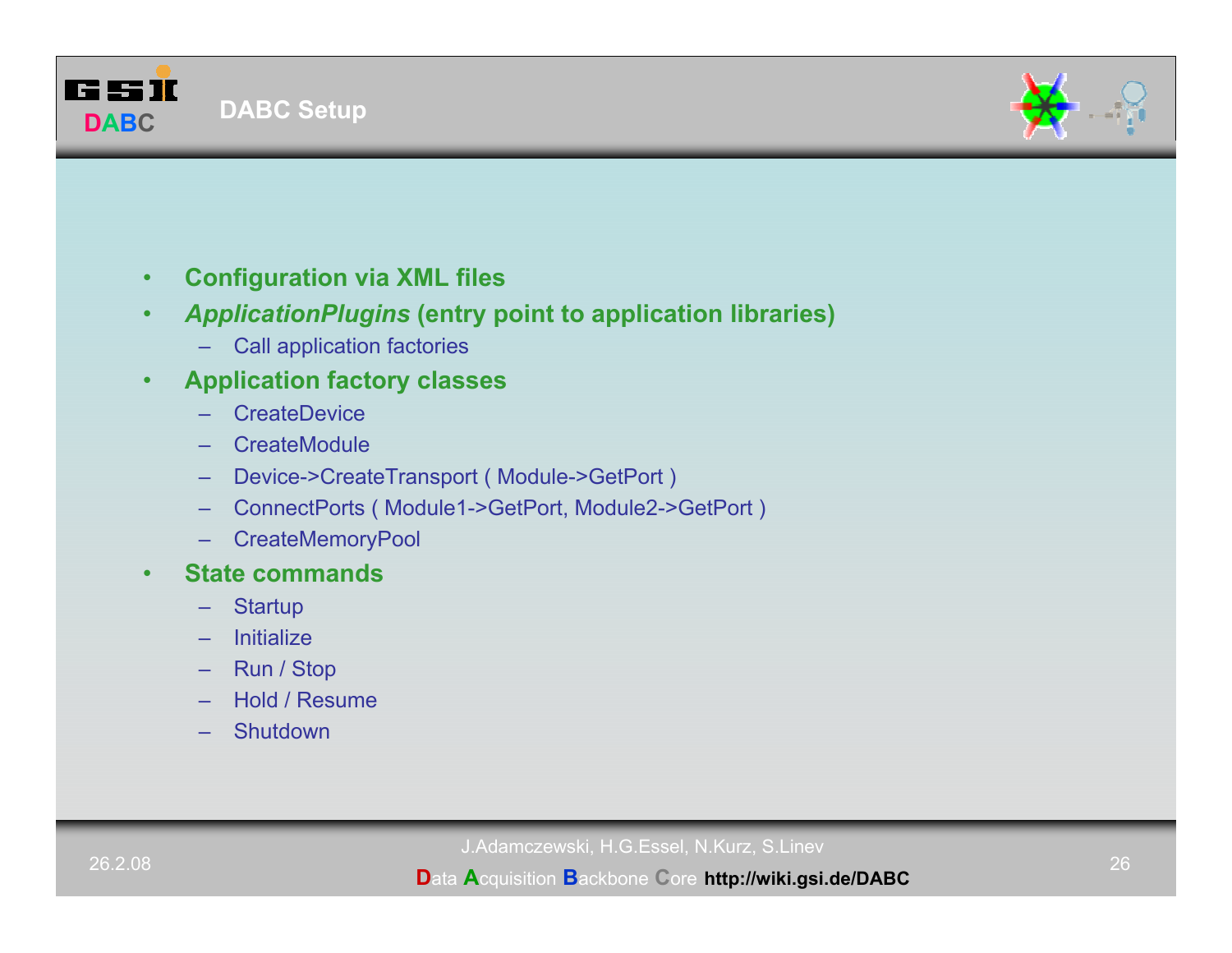# DABC Setup

- **Configuration via XML files**
- ***ApplicationPlugins* (entry point to application libraries)**
  - Call application factories
- **Application factory classes**
  - CreateDevice
  - CreateModule
  - Device->CreateTransport ( Module->GetPort )
  - ConnectPorts ( Module1->GetPort, Module2->GetPort )
  - CreateMemoryPool
- **State commands**
  - Startup
  - Initialize
  - Run / Stop
  - Hold / Resume
  - Shutdown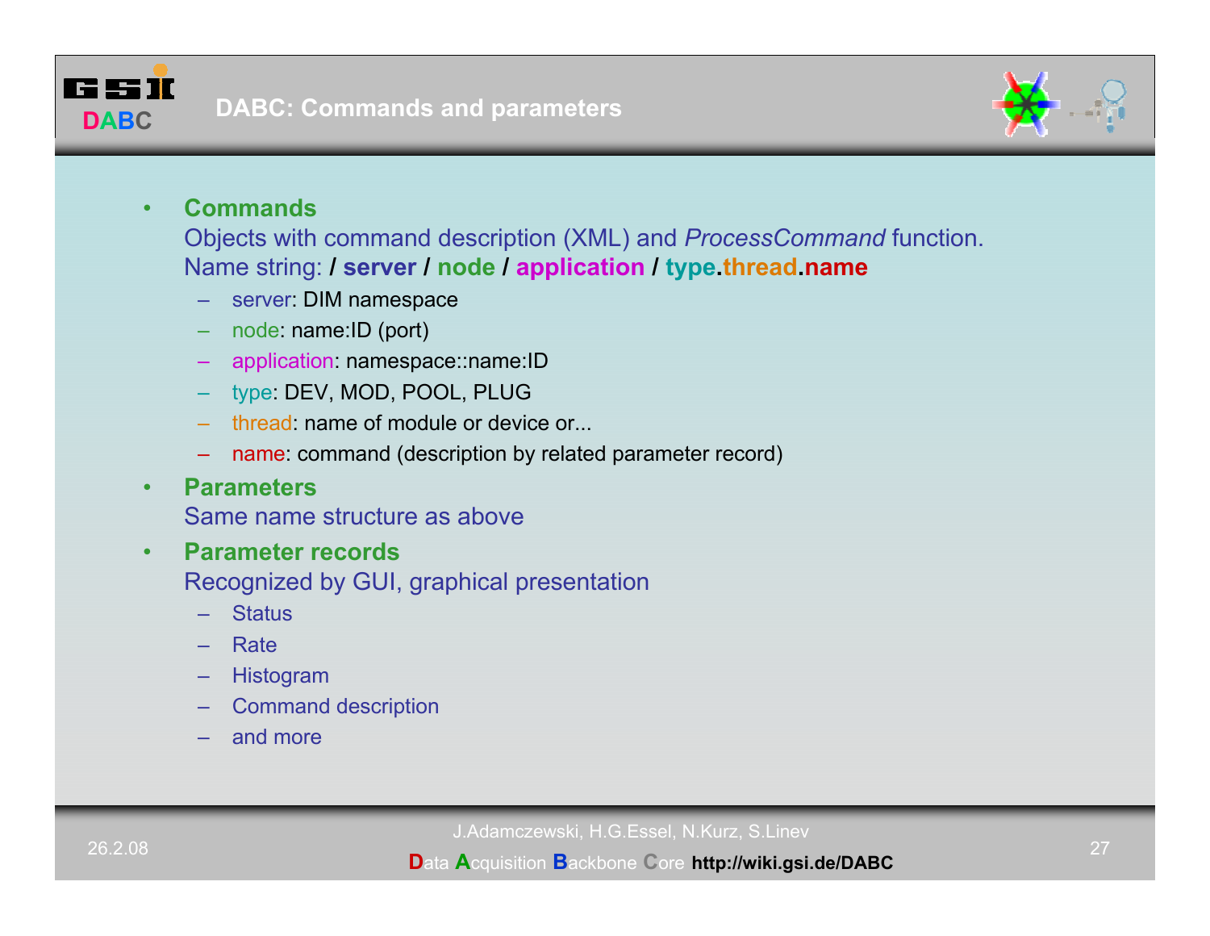# DABC: Commands and parameters

- **Commands**
  Objects with command description (XML) and *ProcessCommand* function.
  Name string: **/ server / node / application / type.thread.name**
  - server: DIM namespace
  - node: name:ID (port)
  - application: namespace::name:ID
  - type: DEV, MOD, POOL, PLUG
  - thread: name of module or device or...
  - name: command (description by related parameter record)
- **Parameters**
  Same name structure as above
- **Parameter records**
  Recognized by GUI, graphical presentation
  - Status
  - Rate
  - Histogram
  - Command description
  - and more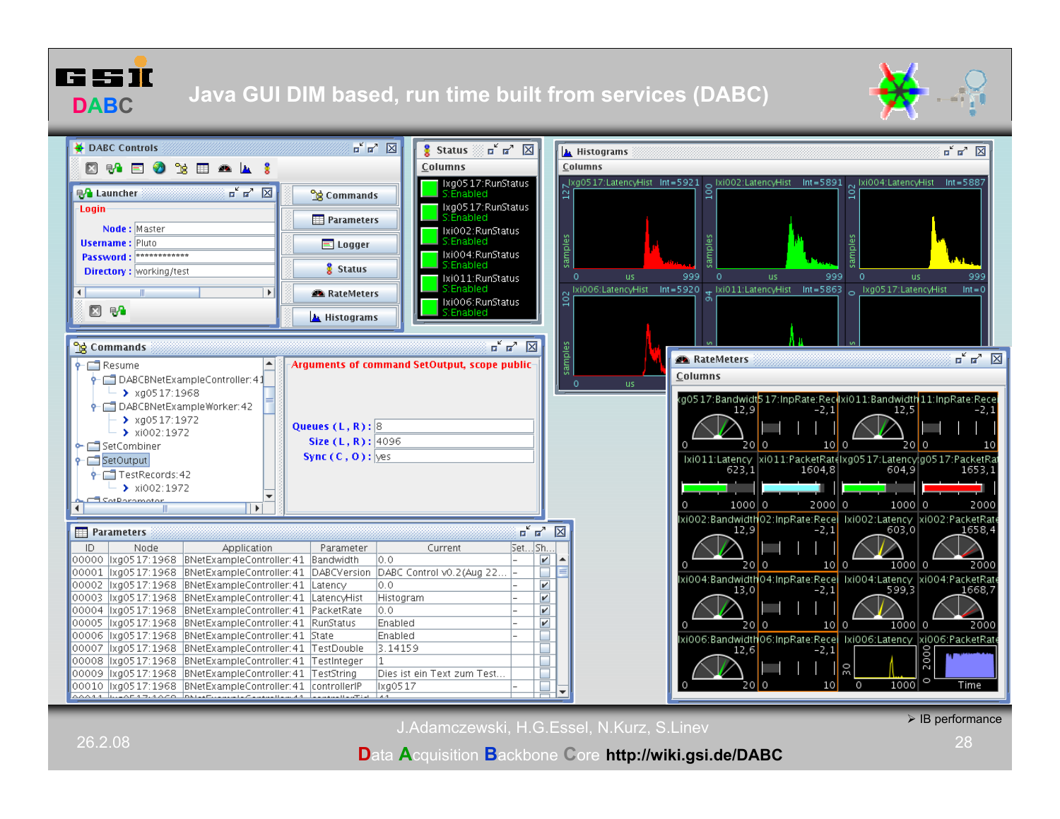# Java GUI DIM based, run time built from services (DABC)

➢ IB performance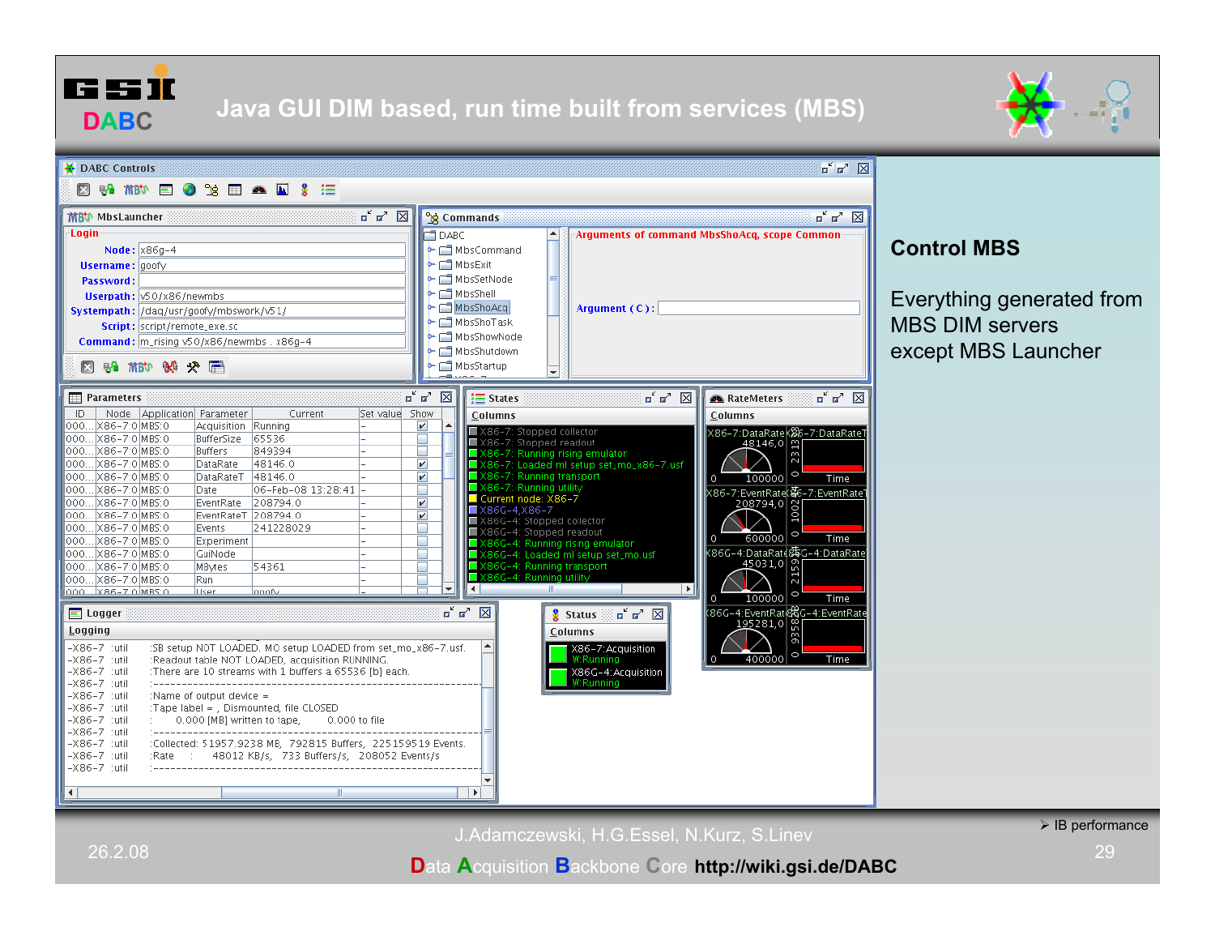# Java GUI DIM based, run time built from services (MBS)

## Control MBS

Everything generated from MBS DIM servers except MBS Launcher

➢ IB performance

J.Adamczewski, H.G.Essel, N.Kurz, S.Linev

26.2.08

Data Acquisition Backbone Core http://wiki.gsi.de/DABC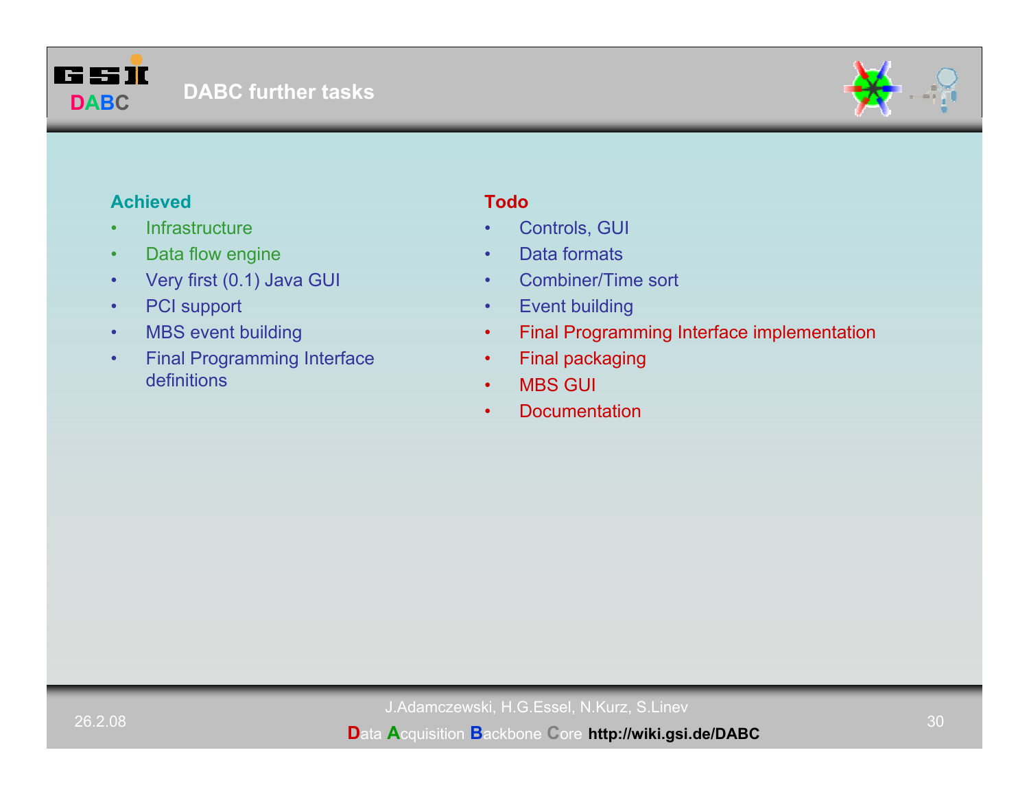# DABC further tasks

**Achieved**

- Infrastructure
- Data flow engine
- Very first (0.1) Java GUI
- PCI support
- MBS event building
- Final Programming Interface definitions

**Todo**

- Controls, GUI
- Data formats
- Combiner/Time sort
- Event building
- Final Programming Interface implementation
- Final packaging
- MBS GUI
- Documentation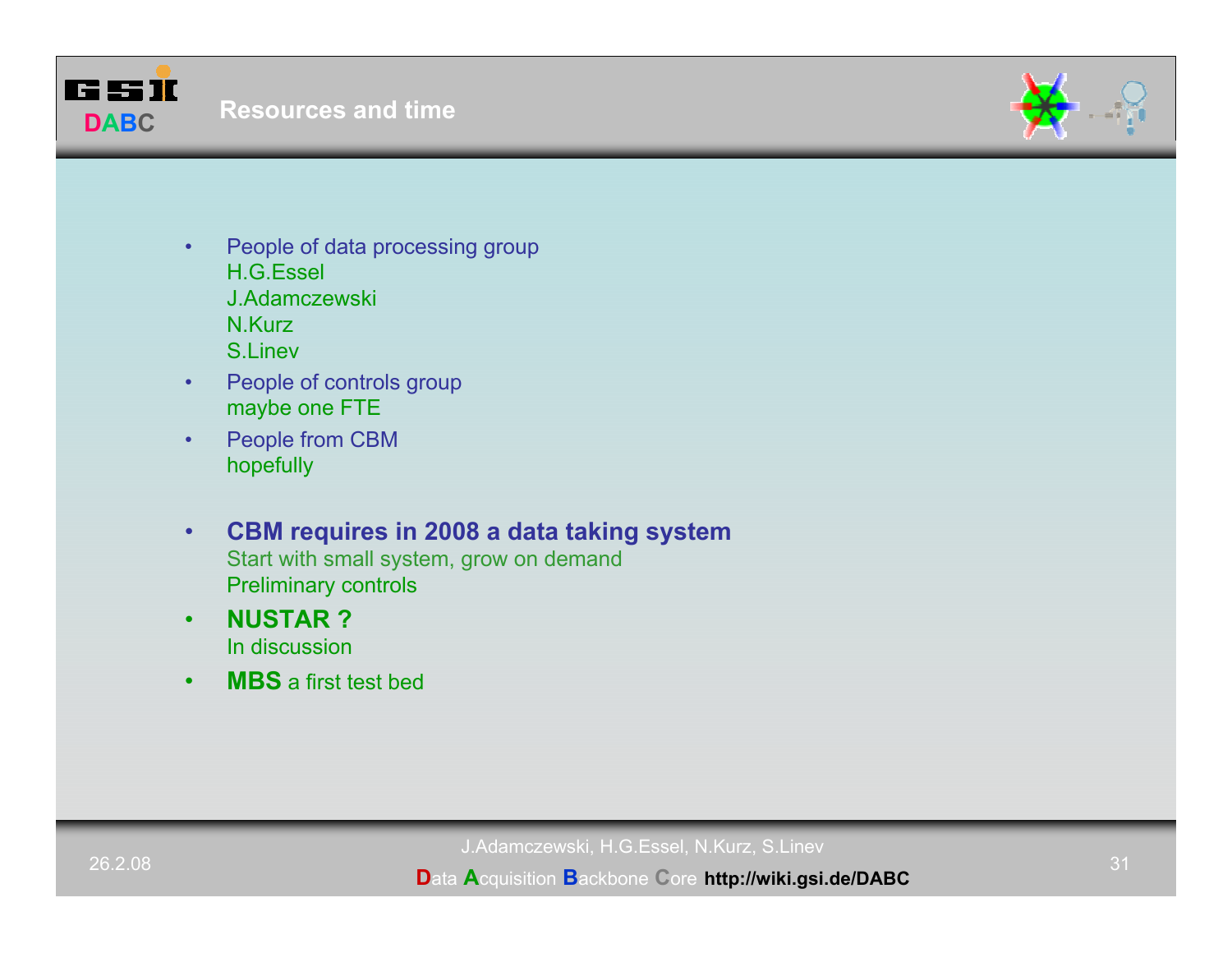# Resources and time

- People of data processing group
  H.G.Essel
  J.Adamczewski
  N.Kurz
  S.Linev
- People of controls group
  maybe one FTE
- People from CBM
  hopefully

- **CBM requires in 2008 a data taking system**
  Start with small system, grow on demand
  Preliminary controls
- **NUSTAR ?**
  In discussion
- **MBS** a first test bed